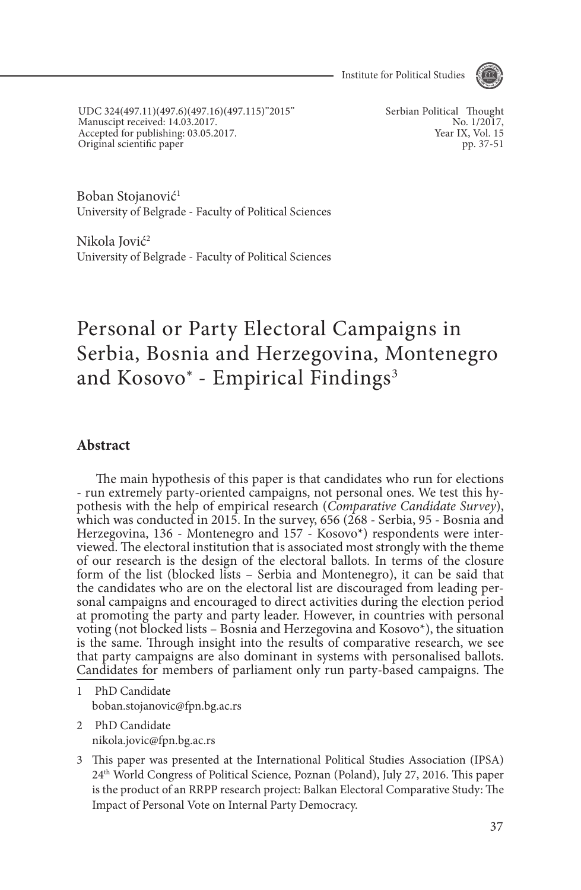UDC 324(497.11)(497.6)(497.16)(497.115)"2015"
Manuscipt received: 14.03.2017.
Accepted for publishing: 03.05.2017.
Original scientific paper

Serbian Political Thought
No. 1/2017,
Year IX, Vol. 15
pp. 37-51

Boban Stojanović[1]
University of Belgrade - Faculty of Political Sciences

Nikola Jović[2]
University of Belgrade - Faculty of Political Sciences

# Personal or Party Electoral Campaigns in Serbia, Bosnia and Herzegovina, Montenegro and Kosovo* - Empirical Findings[3]

## Abstract

The main hypothesis of this paper is that candidates who run for elections - run extremely party-oriented campaigns, not personal ones. We test this hypothesis with the help of empirical research (*Comparative Candidate Survey*), which was conducted in 2015. In the survey, 656 (268 - Serbia, 95 - Bosnia and Herzegovina, 136 - Montenegro and 157 - Kosovo*) respondents were interviewed. The electoral institution that is associated most strongly with the theme of our research is the design of the electoral ballots. In terms of the closure form of the list (blocked lists – Serbia and Montenegro), it can be said that the candidates who are on the electoral list are discouraged from leading personal campaigns and encouraged to direct activities during the election period at promoting the party and party leader. However, in countries with personal voting (not blocked lists – Bosnia and Herzegovina and Kosovo*), the situation is the same. Through insight into the results of comparative research, we see that party campaigns are also dominant in systems with personalised ballots. Candidates for members of parliament only run party-based campaigns. The

---

1 PhD Candidate
boban.stojanovic@fpn.bg.ac.rs

2 PhD Candidate
nikola.jovic@fpn.bg.ac.rs

3 This paper was presented at the International Political Studies Association (IPSA) 24th World Congress of Political Science, Poznan (Poland), July 27, 2016. This paper is the product of an RRPP research project: Balkan Electoral Comparative Study: The Impact of Personal Vote on Internal Party Democracy.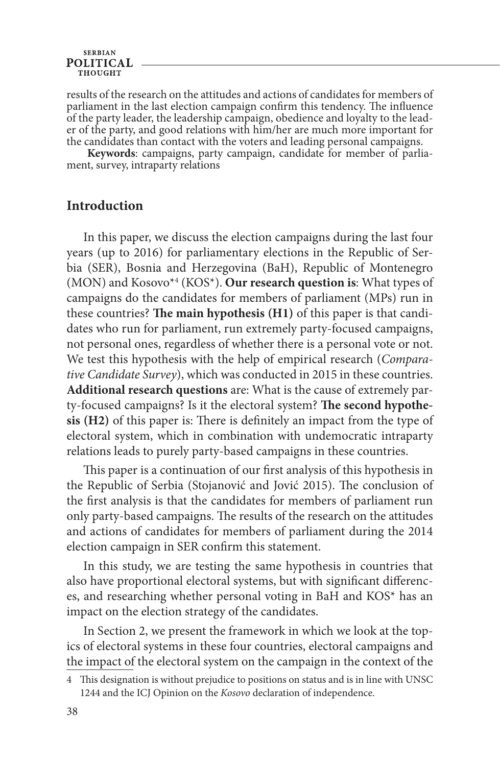results of the research on the attitudes and actions of candidates for members of parliament in the last election campaign confirm this tendency. The influence of the party leader, the leadership campaign, obedience and loyalty to the leader of the party, and good relations with him/her are much more important for the candidates than contact with the voters and leading personal campaigns.

**Keywords**: campaigns, party campaign, candidate for member of parliament, survey, intraparty relations

## Introduction

In this paper, we discuss the election campaigns during the last four years (up to 2016) for parliamentary elections in the Republic of Serbia (SER), Bosnia and Herzegovina (BaH), Republic of Montenegro (MON) and Kosovo*[4] (KOS*). **Our research question is**: What types of campaigns do the candidates for members of parliament (MPs) run in these countries? **The main hypothesis (H1)** of this paper is that candidates who run for parliament, run extremely party-focused campaigns, not personal ones, regardless of whether there is a personal vote or not. We test this hypothesis with the help of empirical research (*Comparative Candidate Survey*), which was conducted in 2015 in these countries. **Additional research questions** are: What is the cause of extremely party-focused campaigns? Is it the electoral system? **The second hypothesis (H2)** of this paper is: There is definitely an impact from the type of electoral system, which in combination with undemocratic intraparty relations leads to purely party-based campaigns in these countries.

This paper is a continuation of our first analysis of this hypothesis in the Republic of Serbia (Stojanović and Jović 2015). The conclusion of the first analysis is that the candidates for members of parliament run only party-based campaigns. The results of the research on the attitudes and actions of candidates for members of parliament during the 2014 election campaign in SER confirm this statement.

In this study, we are testing the same hypothesis in countries that also have proportional electoral systems, but with significant differences, and researching whether personal voting in BaH and KOS* has an impact on the election strategy of the candidates.

In Section 2, we present the framework in which we look at the topics of electoral systems in these four countries, electoral campaigns and the impact of the electoral system on the campaign in the context of the

4 This designation is without prejudice to positions on status and is in line with UNSC 1244 and the ICJ Opinion on the *Kosovo* declaration of independence.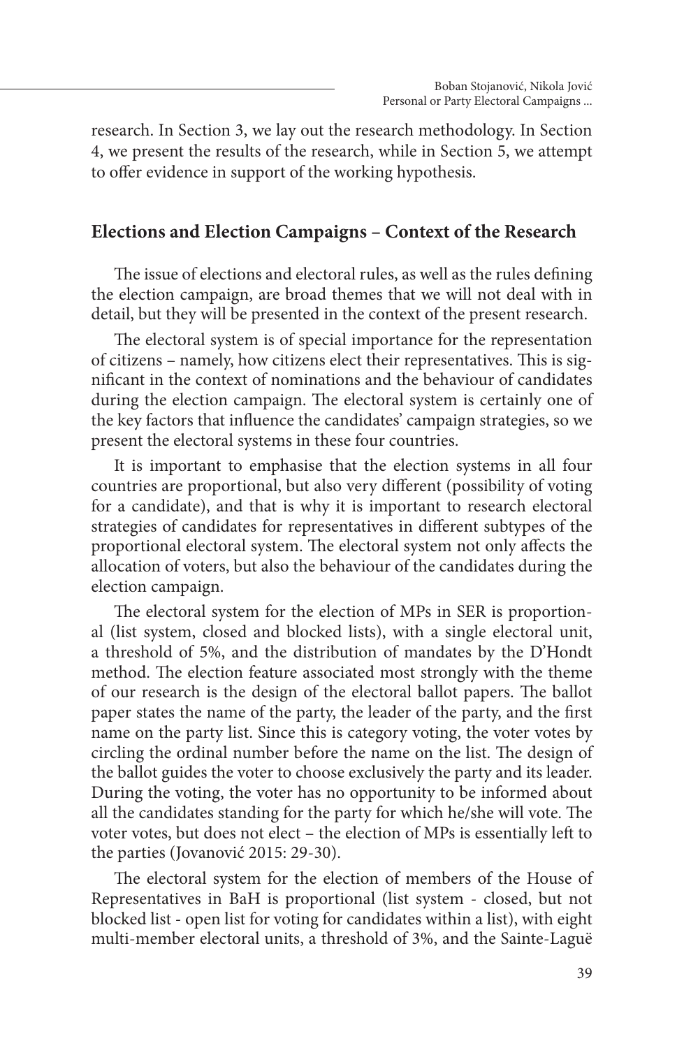research. In Section 3, we lay out the research methodology. In Section 4, we present the results of the research, while in Section 5, we attempt to offer evidence in support of the working hypothesis.

## Elections and Election Campaigns – Context of the Research

The issue of elections and electoral rules, as well as the rules defining the election campaign, are broad themes that we will not deal with in detail, but they will be presented in the context of the present research.

The electoral system is of special importance for the representation of citizens – namely, how citizens elect their representatives. This is significant in the context of nominations and the behaviour of candidates during the election campaign. The electoral system is certainly one of the key factors that influence the candidates' campaign strategies, so we present the electoral systems in these four countries.

It is important to emphasise that the election systems in all four countries are proportional, but also very different (possibility of voting for a candidate), and that is why it is important to research electoral strategies of candidates for representatives in different subtypes of the proportional electoral system. The electoral system not only affects the allocation of voters, but also the behaviour of the candidates during the election campaign.

The electoral system for the election of MPs in SER is proportional (list system, closed and blocked lists), with a single electoral unit, a threshold of 5%, and the distribution of mandates by the D'Hondt method. The election feature associated most strongly with the theme of our research is the design of the electoral ballot papers. The ballot paper states the name of the party, the leader of the party, and the first name on the party list. Since this is category voting, the voter votes by circling the ordinal number before the name on the list. The design of the ballot guides the voter to choose exclusively the party and its leader. During the voting, the voter has no opportunity to be informed about all the candidates standing for the party for which he/she will vote. The voter votes, but does not elect – the election of MPs is essentially left to the parties (Jovanović 2015: 29-30).

The electoral system for the election of members of the House of Representatives in BaH is proportional (list system - closed, but not blocked list - open list for voting for candidates within a list), with eight multi-member electoral units, a threshold of 3%, and the Sainte-Laguë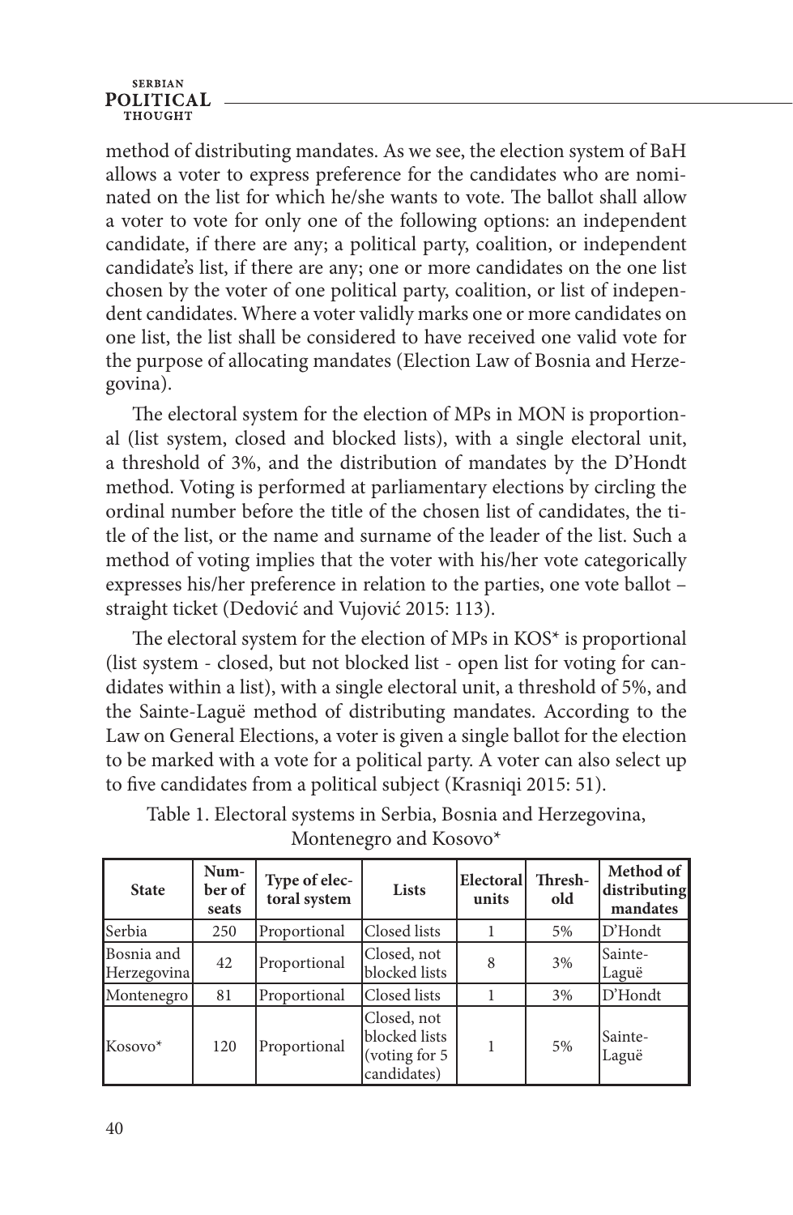method of distributing mandates. As we see, the election system of BaH allows a voter to express preference for the candidates who are nominated on the list for which he/she wants to vote. The ballot shall allow a voter to vote for only one of the following options: an independent candidate, if there are any; a political party, coalition, or independent candidate's list, if there are any; one or more candidates on the one list chosen by the voter of one political party, coalition, or list of independent candidates. Where a voter validly marks one or more candidates on one list, the list shall be considered to have received one valid vote for the purpose of allocating mandates (Election Law of Bosnia and Herzegovina).

The electoral system for the election of MPs in MON is proportional (list system, closed and blocked lists), with a single electoral unit, a threshold of 3%, and the distribution of mandates by the D'Hondt method. Voting is performed at parliamentary elections by circling the ordinal number before the title of the chosen list of candidates, the title of the list, or the name and surname of the leader of the list. Such a method of voting implies that the voter with his/her vote categorically expresses his/her preference in relation to the parties, one vote ballot – straight ticket (Dedović and Vujović 2015: 113).

The electoral system for the election of MPs in KOS* is proportional (list system - closed, but not blocked list - open list for voting for candidates within a list), with a single electoral unit, a threshold of 5%, and the Sainte-Laguë method of distributing mandates. According to the Law on General Elections, a voter is given a single ballot for the election to be marked with a vote for a political party. A voter can also select up to five candidates from a political subject (Krasniqi 2015: 51).

Table 1. Electoral systems in Serbia, Bosnia and Herzegovina, Montenegro and Kosovo*

| State | Number of seats | Type of electoral system | Lists | Electoral units | Threshold | Method of distributing mandates |
|---|---|---|---|---|---|---|
| Serbia | 250 | Proportional | Closed lists | 1 | 5% | D'Hondt |
| Bosnia and Herzegovina | 42 | Proportional | Closed, not blocked lists | 8 | 3% | Sainte-Laguë |
| Montenegro | 81 | Proportional | Closed lists | 1 | 3% | D'Hondt |
| Kosovo* | 120 | Proportional | Closed, not blocked lists (voting for 5 candidates) | 1 | 5% | Sainte-Laguë |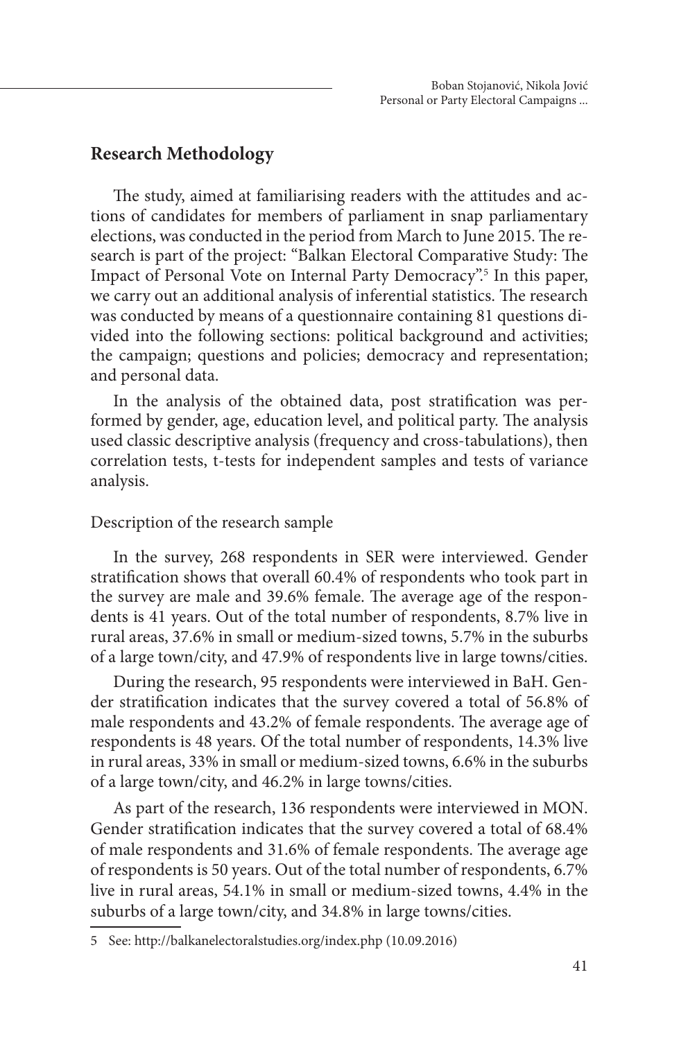## Research Methodology

The study, aimed at familiarising readers with the attitudes and actions of candidates for members of parliament in snap parliamentary elections, was conducted in the period from March to June 2015. The research is part of the project: "Balkan Electoral Comparative Study: The Impact of Personal Vote on Internal Party Democracy".[5] In this paper, we carry out an additional analysis of inferential statistics. The research was conducted by means of a questionnaire containing 81 questions divided into the following sections: political background and activities; the campaign; questions and policies; democracy and representation; and personal data.

In the analysis of the obtained data, post stratification was performed by gender, age, education level, and political party. The analysis used classic descriptive analysis (frequency and cross-tabulations), then correlation tests, t-tests for independent samples and tests of variance analysis.

Description of the research sample

In the survey, 268 respondents in SER were interviewed. Gender stratification shows that overall 60.4% of respondents who took part in the survey are male and 39.6% female. The average age of the respondents is 41 years. Out of the total number of respondents, 8.7% live in rural areas, 37.6% in small or medium-sized towns, 5.7% in the suburbs of a large town/city, and 47.9% of respondents live in large towns/cities.

During the research, 95 respondents were interviewed in BaH. Gender stratification indicates that the survey covered a total of 56.8% of male respondents and 43.2% of female respondents. The average age of respondents is 48 years. Of the total number of respondents, 14.3% live in rural areas, 33% in small or medium-sized towns, 6.6% in the suburbs of a large town/city, and 46.2% in large towns/cities.

As part of the research, 136 respondents were interviewed in MON. Gender stratification indicates that the survey covered a total of 68.4% of male respondents and 31.6% of female respondents. The average age of respondents is 50 years. Out of the total number of respondents, 6.7% live in rural areas, 54.1% in small or medium-sized towns, 4.4% in the suburbs of a large town/city, and 34.8% in large towns/cities.

---

5 See: http://balkanelectoralstudies.org/index.php (10.09.2016)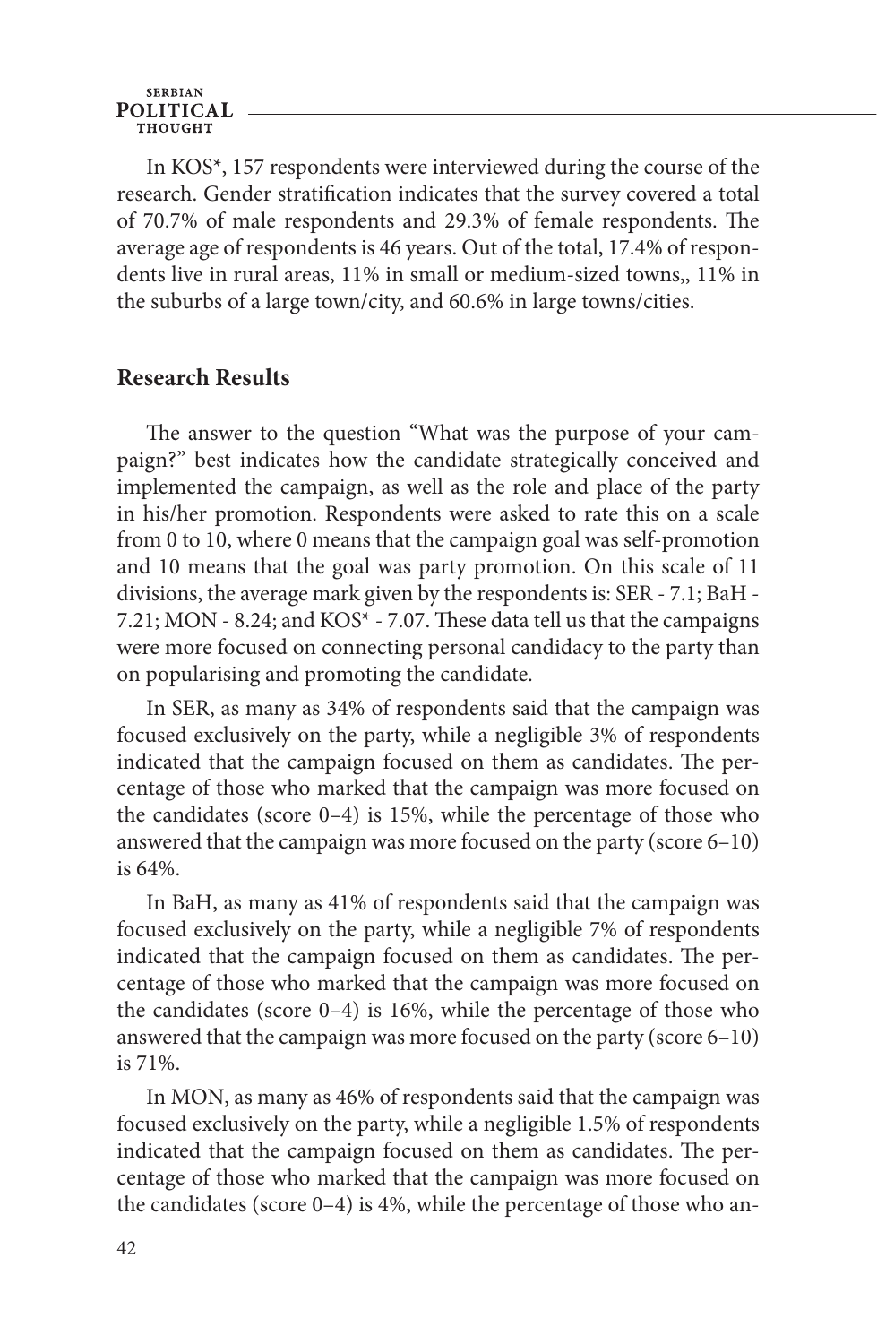In KOS*, 157 respondents were interviewed during the course of the research. Gender stratification indicates that the survey covered a total of 70.7% of male respondents and 29.3% of female respondents. The average age of respondents is 46 years. Out of the total, 17.4% of respondents live in rural areas, 11% in small or medium-sized towns,, 11% in the suburbs of a large town/city, and 60.6% in large towns/cities.

## Research Results

The answer to the question "What was the purpose of your campaign?" best indicates how the candidate strategically conceived and implemented the campaign, as well as the role and place of the party in his/her promotion. Respondents were asked to rate this on a scale from 0 to 10, where 0 means that the campaign goal was self-promotion and 10 means that the goal was party promotion. On this scale of 11 divisions, the average mark given by the respondents is: SER - 7.1; BaH - 7.21; MON - 8.24; and KOS* - 7.07. These data tell us that the campaigns were more focused on connecting personal candidacy to the party than on popularising and promoting the candidate.

In SER, as many as 34% of respondents said that the campaign was focused exclusively on the party, while a negligible 3% of respondents indicated that the campaign focused on them as candidates. The percentage of those who marked that the campaign was more focused on the candidates (score 0–4) is 15%, while the percentage of those who answered that the campaign was more focused on the party (score 6–10) is 64%.

In BaH, as many as 41% of respondents said that the campaign was focused exclusively on the party, while a negligible 7% of respondents indicated that the campaign focused on them as candidates. The percentage of those who marked that the campaign was more focused on the candidates (score 0–4) is 16%, while the percentage of those who answered that the campaign was more focused on the party (score 6–10) is 71%.

In MON, as many as 46% of respondents said that the campaign was focused exclusively on the party, while a negligible 1.5% of respondents indicated that the campaign focused on them as candidates. The percentage of those who marked that the campaign was more focused on the candidates (score 0–4) is 4%, while the percentage of those who an-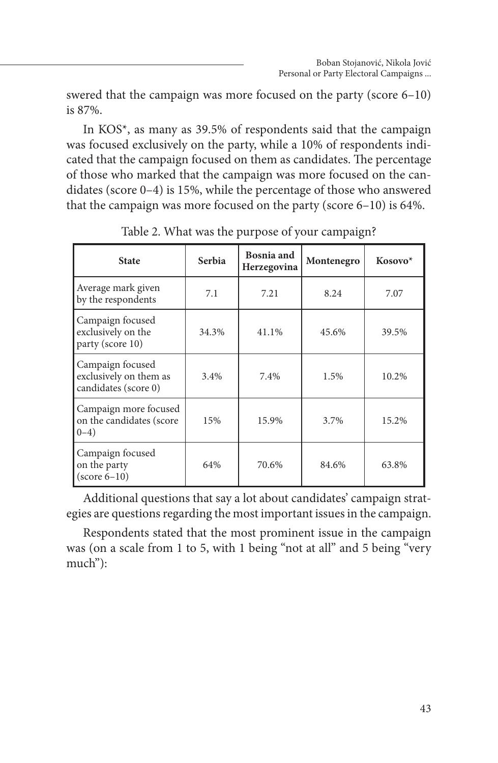swered that the campaign was more focused on the party (score 6–10) is 87%.

In KOS*, as many as 39.5% of respondents said that the campaign was focused exclusively on the party, while a 10% of respondents indicated that the campaign focused on them as candidates. The percentage of those who marked that the campaign was more focused on the candidates (score 0–4) is 15%, while the percentage of those who answered that the campaign was more focused on the party (score 6–10) is 64%.

Table 2. What was the purpose of your campaign?

| State | Serbia | Bosnia and Herzegovina | Montenegro | Kosovo* |
|---|---|---|---|---|
| Average mark given by the respondents | 7.1 | 7.21 | 8.24 | 7.07 |
| Campaign focused exclusively on the party (score 10) | 34.3% | 41.1% | 45.6% | 39.5% |
| Campaign focused exclusively on them as candidates (score 0) | 3.4% | 7.4% | 1.5% | 10.2% |
| Campaign more focused on the candidates (score 0–4) | 15% | 15.9% | 3.7% | 15.2% |
| Campaign focused on the party (score 6–10) | 64% | 70.6% | 84.6% | 63.8% |

Additional questions that say a lot about candidates' campaign strategies are questions regarding the most important issues in the campaign.

Respondents stated that the most prominent issue in the campaign was (on a scale from 1 to 5, with 1 being "not at all" and 5 being "very much"):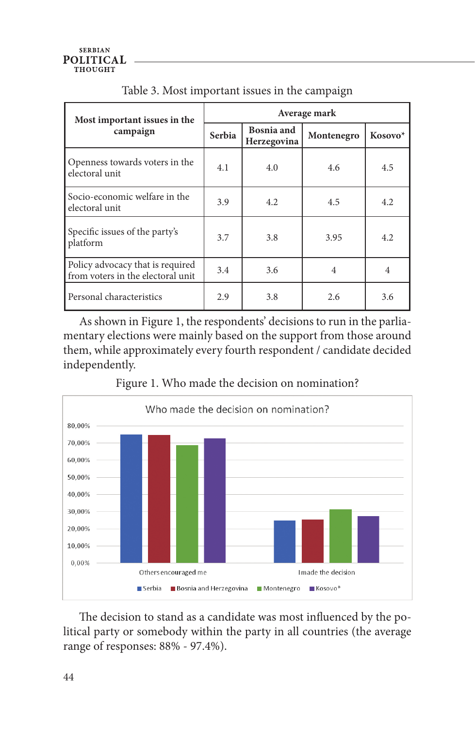Table 3. Most important issues in the campaign

| Most important issues in the campaign | Average mark | | | |
|---|---|---|---|---|
| | Serbia | Bosnia and Herzegovina | Montenegro | Kosovo* |
| Openness towards voters in the electoral unit | 4.1 | 4.0 | 4.6 | 4.5 |
| Socio-economic welfare in the electoral unit | 3.9 | 4.2 | 4.5 | 4.2 |
| Specific issues of the party's platform | 3.7 | 3.8 | 3.95 | 4.2 |
| Policy advocacy that is required from voters in the electoral unit | 3.4 | 3.6 | 4 | 4 |
| Personal characteristics | 2.9 | 3.8 | 2.6 | 3.6 |

As shown in Figure 1, the respondents' decisions to run in the parliamentary elections were mainly based on the support from those around them, while approximately every fourth respondent / candidate decided independently.

Figure 1. Who made the decision on nomination?

The decision to stand as a candidate was most influenced by the political party or somebody within the party in all countries (the average range of responses: 88% - 97.4%).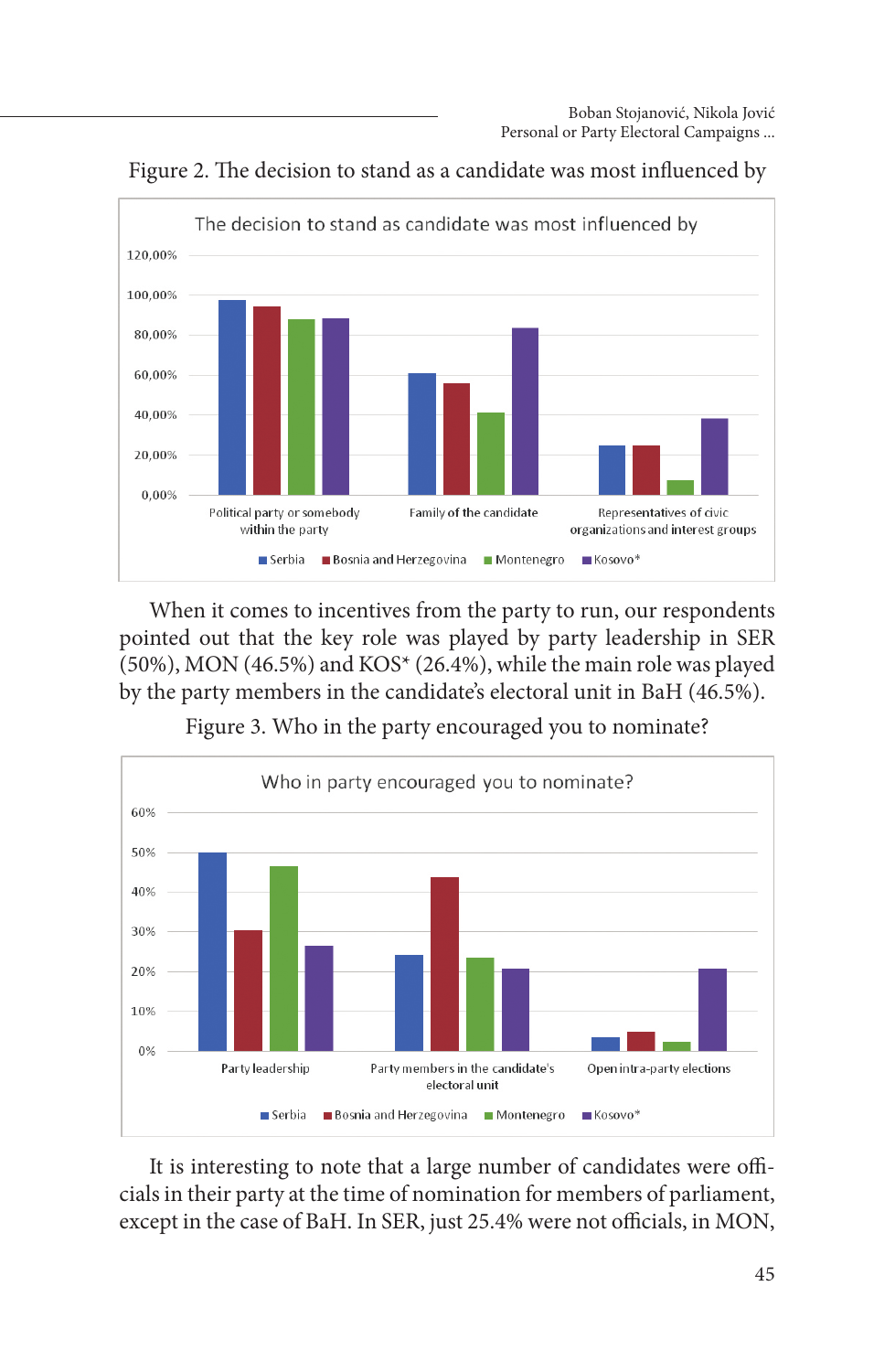Figure 2. The decision to stand as a candidate was most influenced by

When it comes to incentives from the party to run, our respondents pointed out that the key role was played by party leadership in SER (50%), MON (46.5%) and KOS* (26.4%), while the main role was played by the party members in the candidate's electoral unit in BaH (46.5%).

Figure 3. Who in the party encouraged you to nominate?

It is interesting to note that a large number of candidates were officials in their party at the time of nomination for members of parliament, except in the case of BaH. In SER, just 25.4% were not officials, in MON,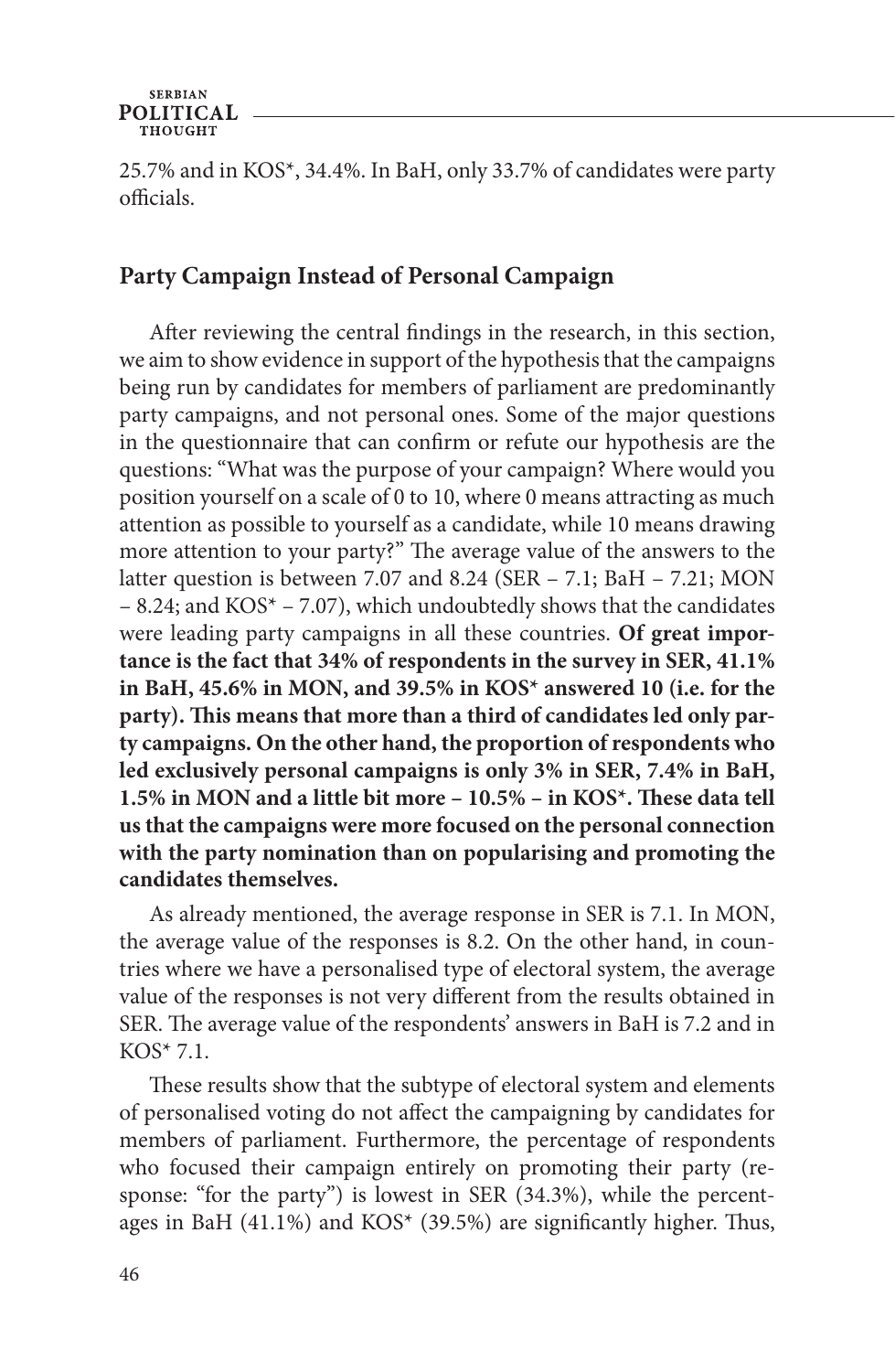25.7% and in KOS*, 34.4%. In BaH, only 33.7% of candidates were party officials.

## Party Campaign Instead of Personal Campaign

After reviewing the central findings in the research, in this section, we aim to show evidence in support of the hypothesis that the campaigns being run by candidates for members of parliament are predominantly party campaigns, and not personal ones. Some of the major questions in the questionnaire that can confirm or refute our hypothesis are the questions: "What was the purpose of your campaign? Where would you position yourself on a scale of 0 to 10, where 0 means attracting as much attention as possible to yourself as a candidate, while 10 means drawing more attention to your party?" The average value of the answers to the latter question is between 7.07 and 8.24 (SER – 7.1; BaH – 7.21; MON – 8.24; and KOS* – 7.07), which undoubtedly shows that the candidates were leading party campaigns in all these countries. **Of great importance is the fact that 34% of respondents in the survey in SER, 41.1% in BaH, 45.6% in MON, and 39.5% in KOS* answered 10 (i.e. for the party). This means that more than a third of candidates led only party campaigns. On the other hand, the proportion of respondents who led exclusively personal campaigns is only 3% in SER, 7.4% in BaH, 1.5% in MON and a little bit more – 10.5% – in KOS*. These data tell us that the campaigns were more focused on the personal connection with the party nomination than on popularising and promoting the candidates themselves.**

As already mentioned, the average response in SER is 7.1. In MON, the average value of the responses is 8.2. On the other hand, in countries where we have a personalised type of electoral system, the average value of the responses is not very different from the results obtained in SER. The average value of the respondents' answers in BaH is 7.2 and in KOS* 7.1.

These results show that the subtype of electoral system and elements of personalised voting do not affect the campaigning by candidates for members of parliament. Furthermore, the percentage of respondents who focused their campaign entirely on promoting their party (response: "for the party") is lowest in SER (34.3%), while the percentages in BaH (41.1%) and KOS* (39.5%) are significantly higher. Thus,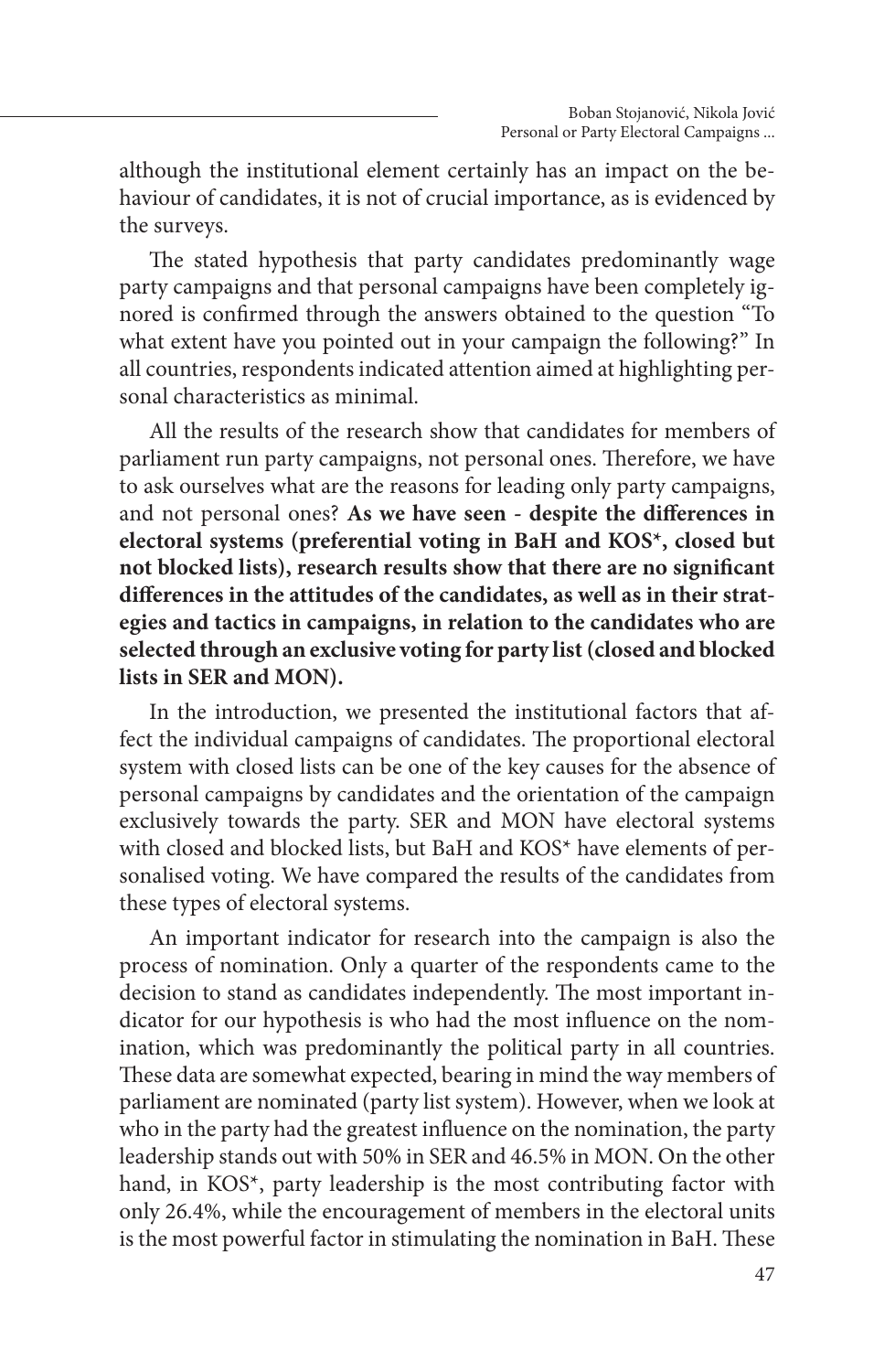although the institutional element certainly has an impact on the behaviour of candidates, it is not of crucial importance, as is evidenced by the surveys.

The stated hypothesis that party candidates predominantly wage party campaigns and that personal campaigns have been completely ignored is confirmed through the answers obtained to the question "To what extent have you pointed out in your campaign the following?" In all countries, respondents indicated attention aimed at highlighting personal characteristics as minimal.

All the results of the research show that candidates for members of parliament run party campaigns, not personal ones. Therefore, we have to ask ourselves what are the reasons for leading only party campaigns, and not personal ones? **As we have seen - despite the differences in electoral systems (preferential voting in BaH and KOS*, closed but not blocked lists), research results show that there are no significant differences in the attitudes of the candidates, as well as in their strategies and tactics in campaigns, in relation to the candidates who are selected through an exclusive voting for party list (closed and blocked lists in SER and MON).**

In the introduction, we presented the institutional factors that affect the individual campaigns of candidates. The proportional electoral system with closed lists can be one of the key causes for the absence of personal campaigns by candidates and the orientation of the campaign exclusively towards the party. SER and MON have electoral systems with closed and blocked lists, but BaH and KOS* have elements of personalised voting. We have compared the results of the candidates from these types of electoral systems.

An important indicator for research into the campaign is also the process of nomination. Only a quarter of the respondents came to the decision to stand as candidates independently. The most important indicator for our hypothesis is who had the most influence on the nomination, which was predominantly the political party in all countries. These data are somewhat expected, bearing in mind the way members of parliament are nominated (party list system). However, when we look at who in the party had the greatest influence on the nomination, the party leadership stands out with 50% in SER and 46.5% in MON. On the other hand, in KOS*, party leadership is the most contributing factor with only 26.4%, while the encouragement of members in the electoral units is the most powerful factor in stimulating the nomination in BaH. These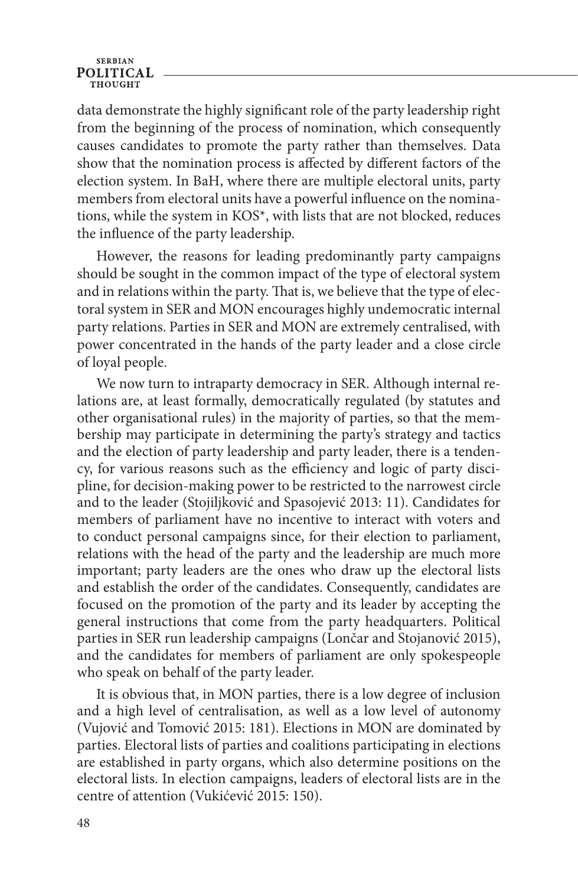data demonstrate the highly significant role of the party leadership right from the beginning of the process of nomination, which consequently causes candidates to promote the party rather than themselves. Data show that the nomination process is affected by different factors of the election system. In BaH, where there are multiple electoral units, party members from electoral units have a powerful influence on the nominations, while the system in KOS*, with lists that are not blocked, reduces the influence of the party leadership.

However, the reasons for leading predominantly party campaigns should be sought in the common impact of the type of electoral system and in relations within the party. That is, we believe that the type of electoral system in SER and MON encourages highly undemocratic internal party relations. Parties in SER and MON are extremely centralised, with power concentrated in the hands of the party leader and a close circle of loyal people.

We now turn to intraparty democracy in SER. Although internal relations are, at least formally, democratically regulated (by statutes and other organisational rules) in the majority of parties, so that the membership may participate in determining the party's strategy and tactics and the election of party leadership and party leader, there is a tendency, for various reasons such as the efficiency and logic of party discipline, for decision-making power to be restricted to the narrowest circle and to the leader (Stojiljković and Spasojević 2013: 11). Candidates for members of parliament have no incentive to interact with voters and to conduct personal campaigns since, for their election to parliament, relations with the head of the party and the leadership are much more important; party leaders are the ones who draw up the electoral lists and establish the order of the candidates. Consequently, candidates are focused on the promotion of the party and its leader by accepting the general instructions that come from the party headquarters. Political parties in SER run leadership campaigns (Lončar and Stojanović 2015), and the candidates for members of parliament are only spokespeople who speak on behalf of the party leader.

It is obvious that, in MON parties, there is a low degree of inclusion and a high level of centralisation, as well as a low level of autonomy (Vujović and Tomović 2015: 181). Elections in MON are dominated by parties. Electoral lists of parties and coalitions participating in elections are established in party organs, which also determine positions on the electoral lists. In election campaigns, leaders of electoral lists are in the centre of attention (Vukićević 2015: 150).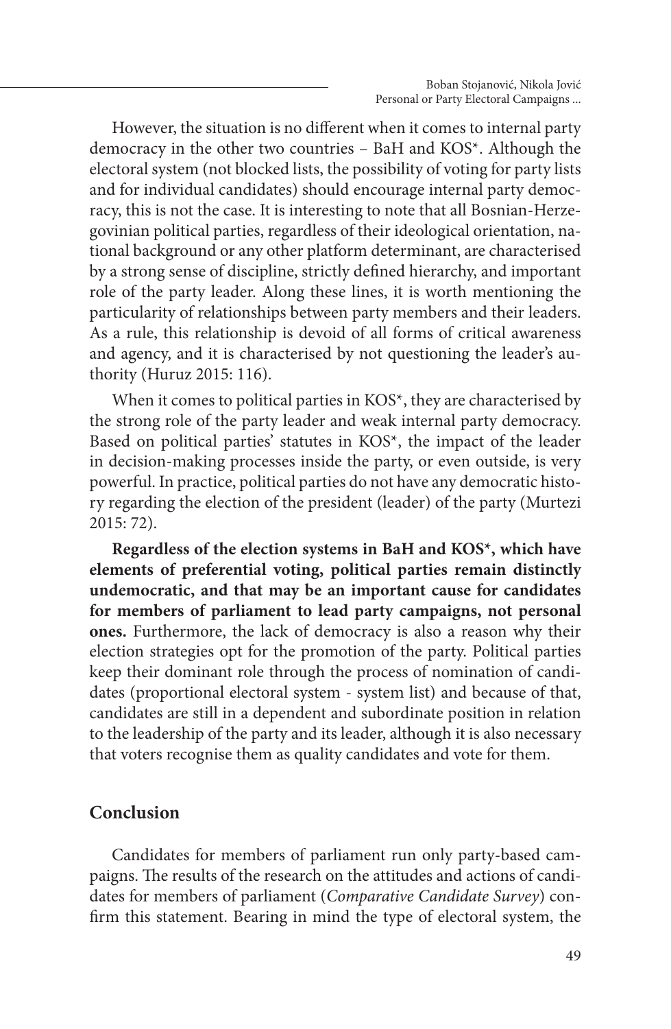However, the situation is no different when it comes to internal party democracy in the other two countries – BaH and KOS*. Although the electoral system (not blocked lists, the possibility of voting for party lists and for individual candidates) should encourage internal party democracy, this is not the case. It is interesting to note that all Bosnian-Herzegovinian political parties, regardless of their ideological orientation, national background or any other platform determinant, are characterised by a strong sense of discipline, strictly defined hierarchy, and important role of the party leader. Along these lines, it is worth mentioning the particularity of relationships between party members and their leaders. As a rule, this relationship is devoid of all forms of critical awareness and agency, and it is characterised by not questioning the leader's authority (Huruz 2015: 116).

When it comes to political parties in KOS*, they are characterised by the strong role of the party leader and weak internal party democracy. Based on political parties' statutes in KOS*, the impact of the leader in decision-making processes inside the party, or even outside, is very powerful. In practice, political parties do not have any democratic history regarding the election of the president (leader) of the party (Murtezi 2015: 72).

**Regardless of the election systems in BaH and KOS*, which have elements of preferential voting, political parties remain distinctly undemocratic, and that may be an important cause for candidates for members of parliament to lead party campaigns, not personal ones.** Furthermore, the lack of democracy is also a reason why their election strategies opt for the promotion of the party. Political parties keep their dominant role through the process of nomination of candidates (proportional electoral system - system list) and because of that, candidates are still in a dependent and subordinate position in relation to the leadership of the party and its leader, although it is also necessary that voters recognise them as quality candidates and vote for them.

## Conclusion

Candidates for members of parliament run only party-based campaigns. The results of the research on the attitudes and actions of candidates for members of parliament (*Comparative Candidate Survey*) confirm this statement. Bearing in mind the type of electoral system, the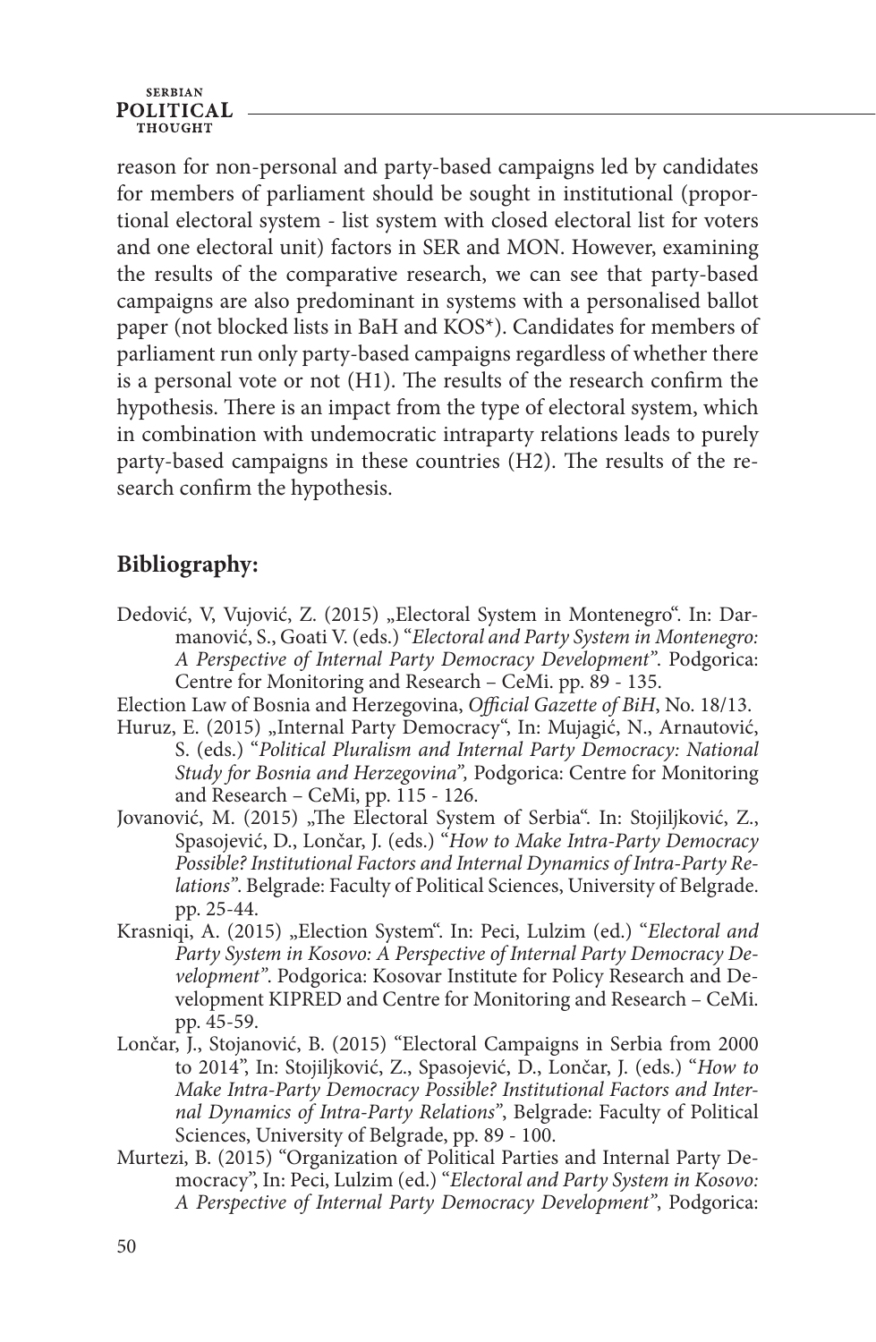reason for non-personal and party-based campaigns led by candidates for members of parliament should be sought in institutional (proportional electoral system - list system with closed electoral list for voters and one electoral unit) factors in SER and MON. However, examining the results of the comparative research, we can see that party-based campaigns are also predominant in systems with a personalised ballot paper (not blocked lists in BaH and KOS*). Candidates for members of parliament run only party-based campaigns regardless of whether there is a personal vote or not (H1). The results of the research confirm the hypothesis. There is an impact from the type of electoral system, which in combination with undemocratic intraparty relations leads to purely party-based campaigns in these countries (H2). The results of the research confirm the hypothesis.

## Bibliography:

Dedović, V, Vujović, Z. (2015) „Electoral System in Montenegro". In: Darmanović, S., Goati V. (eds.) "*Electoral and Party System in Montenegro: A Perspective of Internal Party Democracy Development*". Podgorica: Centre for Monitoring and Research – CeMi. pp. 89 - 135.

Election Law of Bosnia and Herzegovina, *Official Gazette of BiH*, No. 18/13.

Huruz, E. (2015) „Internal Party Democracy", In: Mujagić, N., Arnautović, S. (eds.) "*Political Pluralism and Internal Party Democracy: National Study for Bosnia and Herzegovina*", Podgorica: Centre for Monitoring and Research – CeMi, pp. 115 - 126.

Jovanović, M. (2015) „The Electoral System of Serbia". In: Stojiljković, Z., Spasojević, D., Lončar, J. (eds.) "*How to Make Intra-Party Democracy Possible? Institutional Factors and Internal Dynamics of Intra-Party Relations*". Belgrade: Faculty of Political Sciences, University of Belgrade. pp. 25-44.

Krasniqi, A. (2015) „Election System". In: Peci, Lulzim (ed.) "*Electoral and Party System in Kosovo: A Perspective of Internal Party Democracy Development*". Podgorica: Kosovar Institute for Policy Research and Development KIPRED and Centre for Monitoring and Research – CeMi. pp. 45-59.

Lončar, J., Stojanović, B. (2015) "Electoral Campaigns in Serbia from 2000 to 2014", In: Stojiljković, Z., Spasojević, D., Lončar, J. (eds.) "*How to Make Intra-Party Democracy Possible? Institutional Factors and Internal Dynamics of Intra-Party Relations*", Belgrade: Faculty of Political Sciences, University of Belgrade, pp. 89 - 100.

Murtezi, B. (2015) "Organization of Political Parties and Internal Party Democracy", In: Peci, Lulzim (ed.) "*Electoral and Party System in Kosovo: A Perspective of Internal Party Democracy Development*", Podgorica: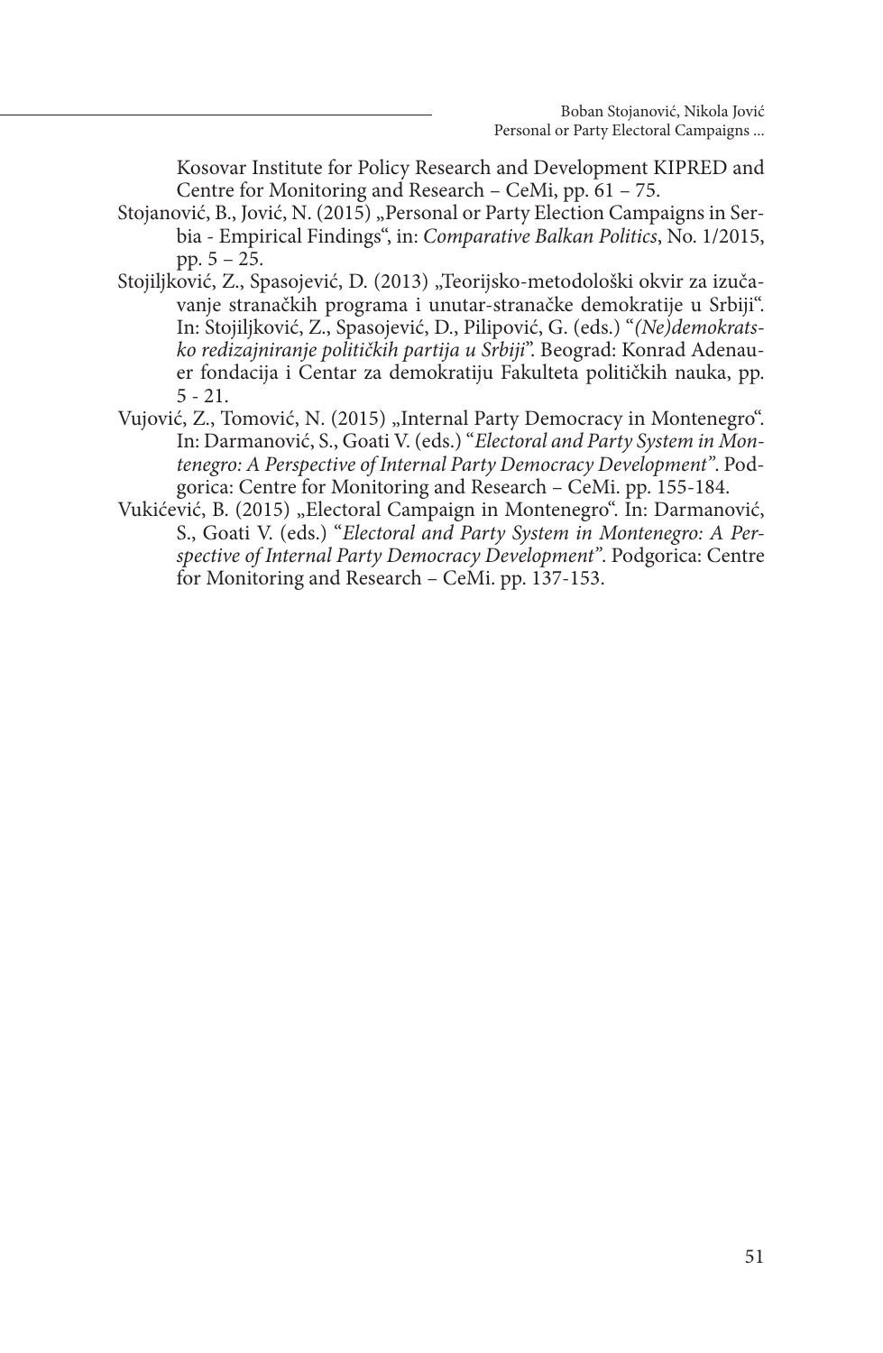Kosovar Institute for Policy Research and Development KIPRED and Centre for Monitoring and Research – CeMi, pp. 61 – 75.

Stojanović, B., Jović, N. (2015) „Personal or Party Election Campaigns in Serbia - Empirical Findings", in: *Comparative Balkan Politics*, No. 1/2015, pp. 5 – 25.

Stojiljković, Z., Spasojević, D. (2013) „Teorijsko-metodološki okvir za izučavanje stranačkih programa i unutar-stranačke demokratije u Srbiji". In: Stojiljković, Z., Spasojević, D., Pilipović, G. (eds.) "*(Ne)demokratsko redizajniranje političkih partija u Srbiji*". Beograd: Konrad Adenauer fondacija i Centar za demokratiju Fakulteta političkih nauka, pp. 5 - 21.

Vujović, Z., Tomović, N. (2015) „Internal Party Democracy in Montenegro". In: Darmanović, S., Goati V. (eds.) "*Electoral and Party System in Montenegro: A Perspective of Internal Party Democracy Development*". Podgorica: Centre for Monitoring and Research – CeMi. pp. 155-184.

Vukićević, B. (2015) „Electoral Campaign in Montenegro". In: Darmanović, S., Goati V. (eds.) "*Electoral and Party System in Montenegro: A Perspective of Internal Party Democracy Development*". Podgorica: Centre for Monitoring and Research – CeMi. pp. 137-153.